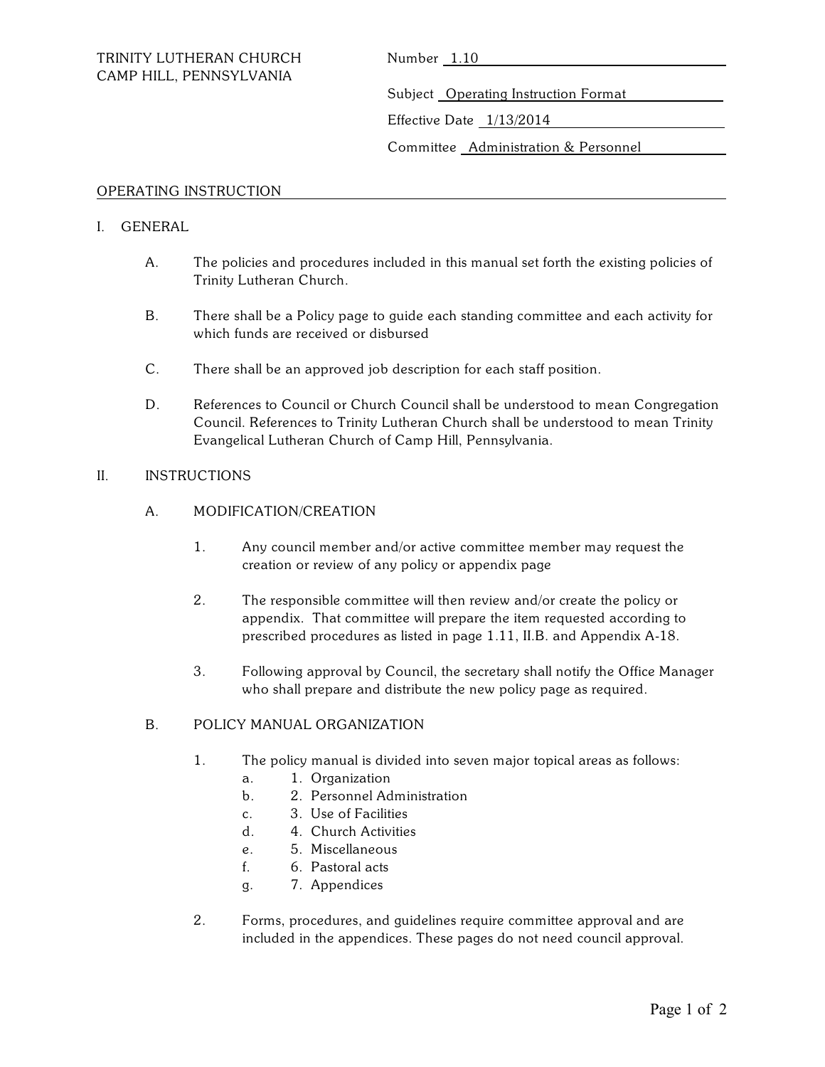TRINITY LUTHERAN CHURCH
CAMP HILL, PENNSYLVANIA

Number 1.10

Subject Operating Instruction Format

Effective Date 1/13/2014

Committee Administration & Personnel

## OPERATING INSTRUCTION

### I. GENERAL

A. The policies and procedures included in this manual set forth the existing policies of Trinity Lutheran Church.

B. There shall be a Policy page to guide each standing committee and each activity for which funds are received or disbursed

C. There shall be an approved job description for each staff position.

D. References to Council or Church Council shall be understood to mean Congregation Council. References to Trinity Lutheran Church shall be understood to mean Trinity Evangelical Lutheran Church of Camp Hill, Pennsylvania.

### II. INSTRUCTIONS

#### A. MODIFICATION/CREATION

1. Any council member and/or active committee member may request the creation or review of any policy or appendix page

2. The responsible committee will then review and/or create the policy or appendix. That committee will prepare the item requested according to prescribed procedures as listed in page 1.11, II.B. and Appendix A-18.

3. Following approval by Council, the secretary shall notify the Office Manager who shall prepare and distribute the new policy page as required.

#### B. POLICY MANUAL ORGANIZATION

1. The policy manual is divided into seven major topical areas as follows:
   - a. 1. Organization
   - b. 2. Personnel Administration
   - c. 3. Use of Facilities
   - d. 4. Church Activities
   - e. 5. Miscellaneous
   - f. 6. Pastoral acts
   - g. 7. Appendices

2. Forms, procedures, and guidelines require committee approval and are included in the appendices. These pages do not need council approval.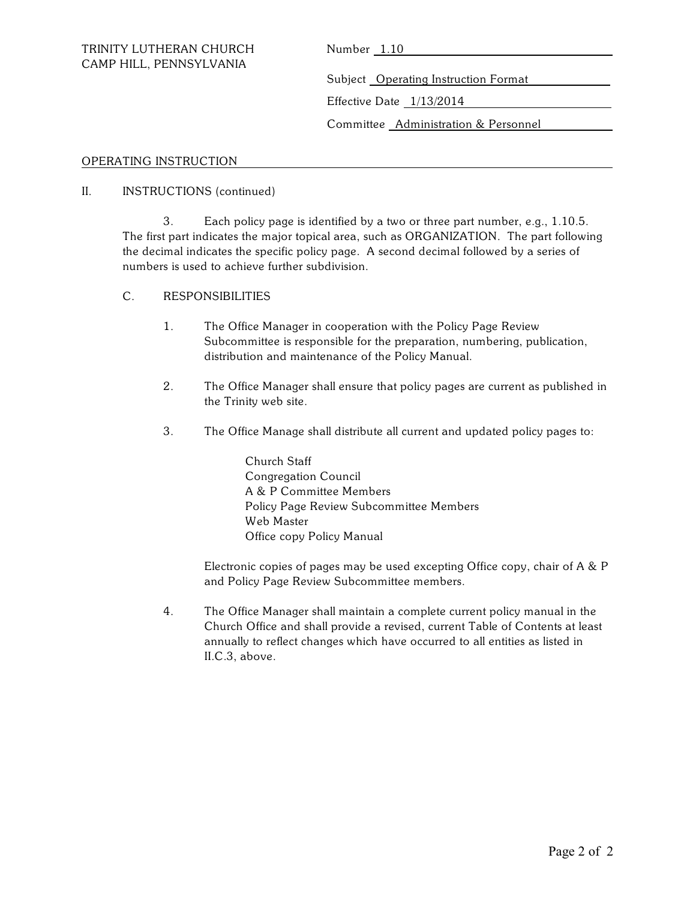TRINITY LUTHERAN CHURCH
CAMP HILL, PENNSYLVANIA

Number 1.10

Subject Operating Instruction Format

Effective Date 1/13/2014

Committee Administration & Personnel

OPERATING INSTRUCTION

II. INSTRUCTIONS (continued)

3. Each policy page is identified by a two or three part number, e.g., 1.10.5. The first part indicates the major topical area, such as ORGANIZATION. The part following the decimal indicates the specific policy page. A second decimal followed by a series of numbers is used to achieve further subdivision.

C. RESPONSIBILITIES

1. The Office Manager in cooperation with the Policy Page Review Subcommittee is responsible for the preparation, numbering, publication, distribution and maintenance of the Policy Manual.

2. The Office Manager shall ensure that policy pages are current as published in the Trinity web site.

3. The Office Manage shall distribute all current and updated policy pages to:

   Church Staff
   Congregation Council
   A & P Committee Members
   Policy Page Review Subcommittee Members
   Web Master
   Office copy Policy Manual

   Electronic copies of pages may be used excepting Office copy, chair of A & P and Policy Page Review Subcommittee members.

4. The Office Manager shall maintain a complete current policy manual in the Church Office and shall provide a revised, current Table of Contents at least annually to reflect changes which have occurred to all entities as listed in II.C.3, above.